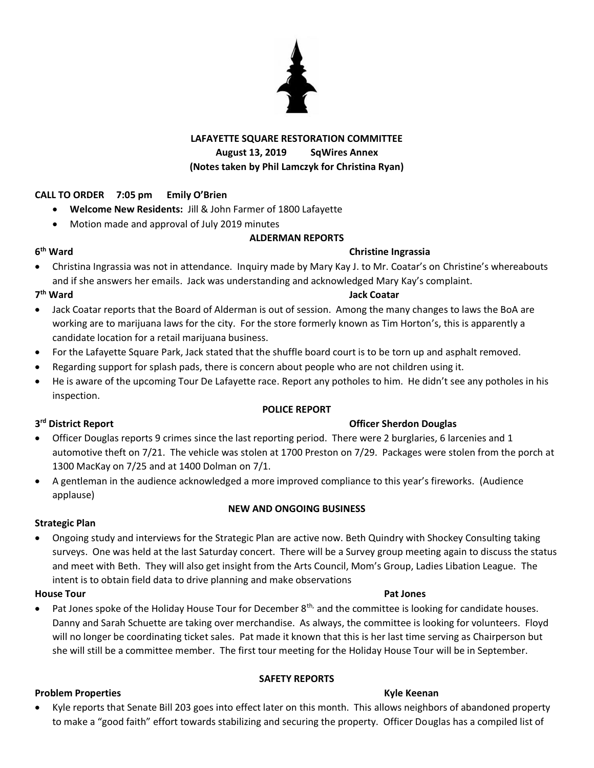**LAFAYETTE SQUARE RESTORATION COMMITTEE**
**August 13, 2019 SqWires Annex**
**(Notes taken by Phil Lamczyk for Christina Ryan)**

**CALL TO ORDER 7:05 pm Emily O'Brien**

- **Welcome New Residents:** Jill & John Farmer of 1800 Lafayette
- Motion made and approval of July 2019 minutes

## ALDERMAN REPORTS

**6th Ward** **Christine Ingrassia**

- Christina Ingrassia was not in attendance. Inquiry made by Mary Kay J. to Mr. Coatar's on Christine's whereabouts and if she answers her emails. Jack was understanding and acknowledged Mary Kay's complaint.

**7th Ward** **Jack Coatar**

- Jack Coatar reports that the Board of Alderman is out of session. Among the many changes to laws the BoA are working are to marijuana laws for the city. For the store formerly known as Tim Horton's, this is apparently a candidate location for a retail marijuana business.
- For the Lafayette Square Park, Jack stated that the shuffle board court is to be torn up and asphalt removed.
- Regarding support for splash pads, there is concern about people who are not children using it.
- He is aware of the upcoming Tour De Lafayette race. Report any potholes to him. He didn't see any potholes in his inspection.

## POLICE REPORT

**3rd District Report** **Officer Sherdon Douglas**

- Officer Douglas reports 9 crimes since the last reporting period. There were 2 burglaries, 6 larcenies and 1 automotive theft on 7/21. The vehicle was stolen at 1700 Preston on 7/29. Packages were stolen from the porch at 1300 MacKay on 7/25 and at 1400 Dolman on 7/1.
- A gentleman in the audience acknowledged a more improved compliance to this year's fireworks. (Audience applause)

## NEW AND ONGOING BUSINESS

**Strategic Plan**

- Ongoing study and interviews for the Strategic Plan are active now. Beth Quindry with Shockey Consulting taking surveys. One was held at the last Saturday concert. There will be a Survey group meeting again to discuss the status and meet with Beth. They will also get insight from the Arts Council, Mom's Group, Ladies Libation League. The intent is to obtain field data to drive planning and make observations

**House Tour** **Pat Jones**

- Pat Jones spoke of the Holiday House Tour for December 8th, and the committee is looking for candidate houses. Danny and Sarah Schuette are taking over merchandise. As always, the committee is looking for volunteers. Floyd will no longer be coordinating ticket sales. Pat made it known that this is her last time serving as Chairperson but she will still be a committee member. The first tour meeting for the Holiday House Tour will be in September.

## SAFETY REPORTS

**Problem Properties** **Kyle Keenan**

- Kyle reports that Senate Bill 203 goes into effect later on this month. This allows neighbors of abandoned property to make a "good faith" effort towards stabilizing and securing the property. Officer Douglas has a compiled list of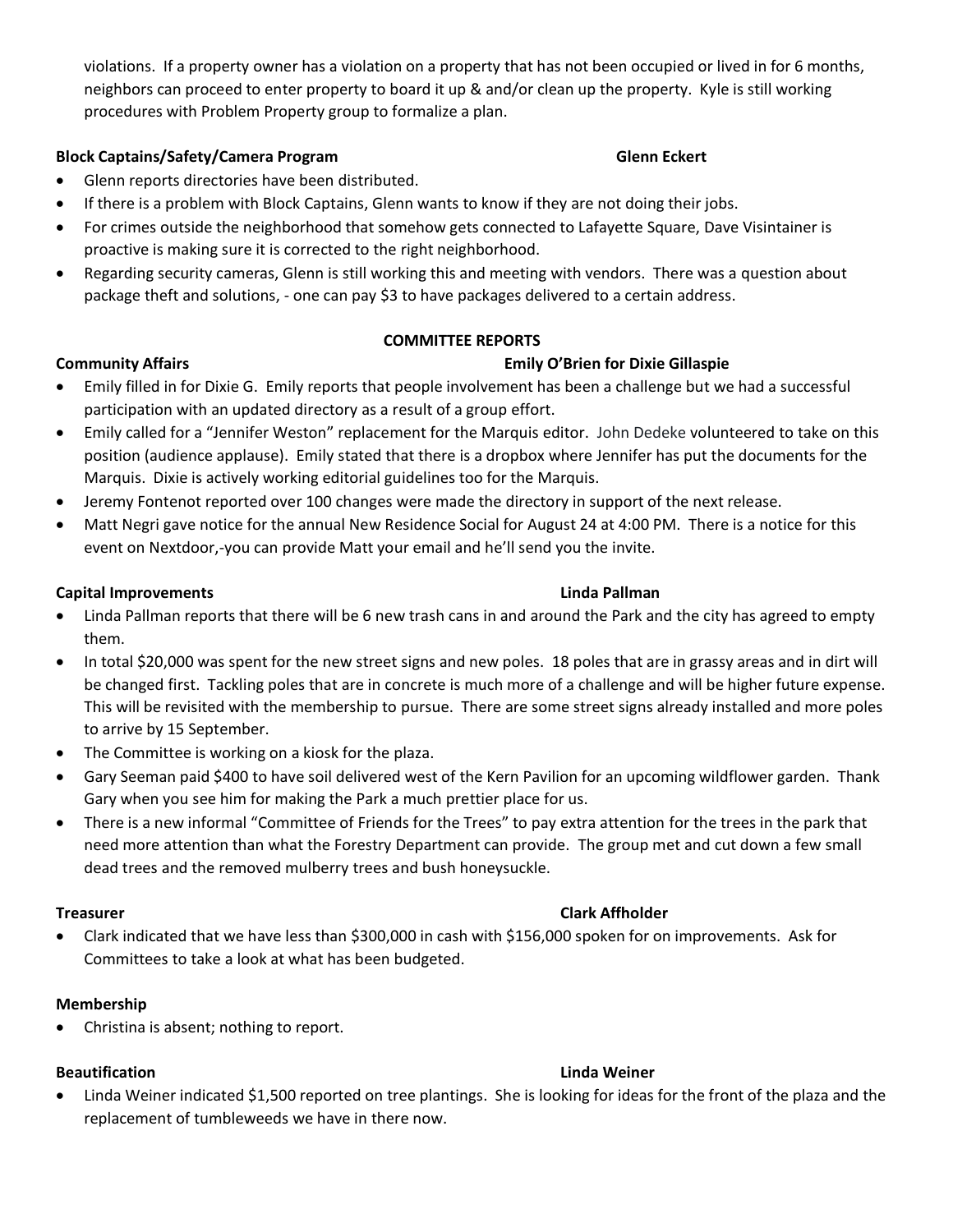violations. If a property owner has a violation on a property that has not been occupied or lived in for 6 months, neighbors can proceed to enter property to board it up & and/or clean up the property. Kyle is still working procedures with Problem Property group to formalize a plan.

**Block Captains/Safety/Camera Program** **Glenn Eckert**

- Glenn reports directories have been distributed.
- If there is a problem with Block Captains, Glenn wants to know if they are not doing their jobs.
- For crimes outside the neighborhood that somehow gets connected to Lafayette Square, Dave Visintainer is proactive is making sure it is corrected to the right neighborhood.
- Regarding security cameras, Glenn is still working this and meeting with vendors. There was a question about package theft and solutions, - one can pay $3 to have packages delivered to a certain address.

**COMMITTEE REPORTS**

**Community Affairs** **Emily O'Brien for Dixie Gillaspie**

- Emily filled in for Dixie G. Emily reports that people involvement has been a challenge but we had a successful participation with an updated directory as a result of a group effort.
- Emily called for a "Jennifer Weston" replacement for the Marquis editor. John Dedeke volunteered to take on this position (audience applause). Emily stated that there is a dropbox where Jennifer has put the documents for the Marquis. Dixie is actively working editorial guidelines too for the Marquis.
- Jeremy Fontenot reported over 100 changes were made the directory in support of the next release.
- Matt Negri gave notice for the annual New Residence Social for August 24 at 4:00 PM. There is a notice for this event on Nextdoor,-you can provide Matt your email and he'll send you the invite.

**Capital Improvements** **Linda Pallman**

- Linda Pallman reports that there will be 6 new trash cans in and around the Park and the city has agreed to empty them.
- In total $20,000 was spent for the new street signs and new poles. 18 poles that are in grassy areas and in dirt will be changed first. Tackling poles that are in concrete is much more of a challenge and will be higher future expense. This will be revisited with the membership to pursue. There are some street signs already installed and more poles to arrive by 15 September.
- The Committee is working on a kiosk for the plaza.
- Gary Seeman paid $400 to have soil delivered west of the Kern Pavilion for an upcoming wildflower garden. Thank Gary when you see him for making the Park a much prettier place for us.
- There is a new informal "Committee of Friends for the Trees" to pay extra attention for the trees in the park that need more attention than what the Forestry Department can provide. The group met and cut down a few small dead trees and the removed mulberry trees and bush honeysuckle.

**Treasurer** **Clark Affholder**

- Clark indicated that we have less than $300,000 in cash with $156,000 spoken for on improvements. Ask for Committees to take a look at what has been budgeted.

**Membership**

- Christina is absent; nothing to report.

**Beautification** **Linda Weiner**

- Linda Weiner indicated $1,500 reported on tree plantings. She is looking for ideas for the front of the plaza and the replacement of tumbleweeds we have in there now.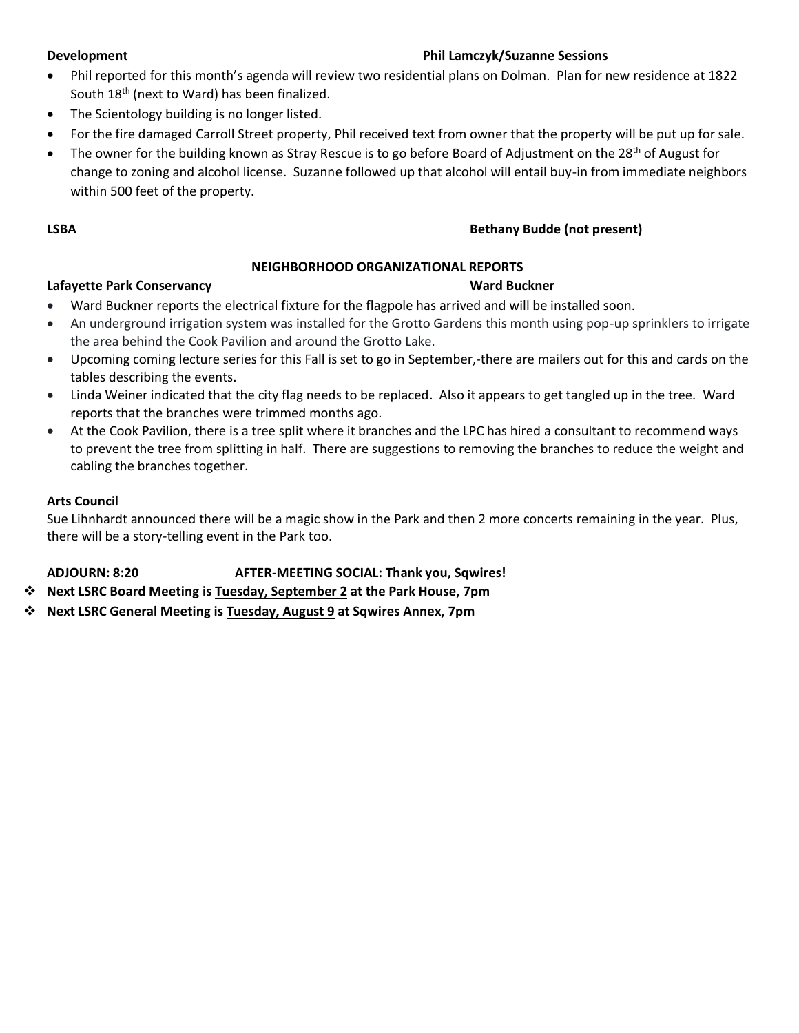**Development** **Phil Lamczyk/Suzanne Sessions**

- Phil reported for this month's agenda will review two residential plans on Dolman. Plan for new residence at 1822 South 18th (next to Ward) has been finalized.
- The Scientology building is no longer listed.
- For the fire damaged Carroll Street property, Phil received text from owner that the property will be put up for sale.
- The owner for the building known as Stray Rescue is to go before Board of Adjustment on the 28th of August for change to zoning and alcohol license. Suzanne followed up that alcohol will entail buy-in from immediate neighbors within 500 feet of the property.

**LSBA** **Bethany Budde (not present)**

**NEIGHBORHOOD ORGANIZATIONAL REPORTS**

**Lafayette Park Conservancy** **Ward Buckner**

- Ward Buckner reports the electrical fixture for the flagpole has arrived and will be installed soon.
- An underground irrigation system was installed for the Grotto Gardens this month using pop-up sprinklers to irrigate the area behind the Cook Pavilion and around the Grotto Lake.
- Upcoming coming lecture series for this Fall is set to go in September,-there are mailers out for this and cards on the tables describing the events.
- Linda Weiner indicated that the city flag needs to be replaced. Also it appears to get tangled up in the tree. Ward reports that the branches were trimmed months ago.
- At the Cook Pavilion, there is a tree split where it branches and the LPC has hired a consultant to recommend ways to prevent the tree from splitting in half. There are suggestions to removing the branches to reduce the weight and cabling the branches together.

**Arts Council**

Sue Lihnhardt announced there will be a magic show in the Park and then 2 more concerts remaining in the year. Plus, there will be a story-telling event in the Park too.

**ADJOURN: 8:20** **AFTER-MEETING SOCIAL: Thank you, Sqwires!**

- **Next LSRC Board Meeting is Tuesday, September 2 at the Park House, 7pm**
- **Next LSRC General Meeting is Tuesday, August 9 at Sqwires Annex, 7pm**